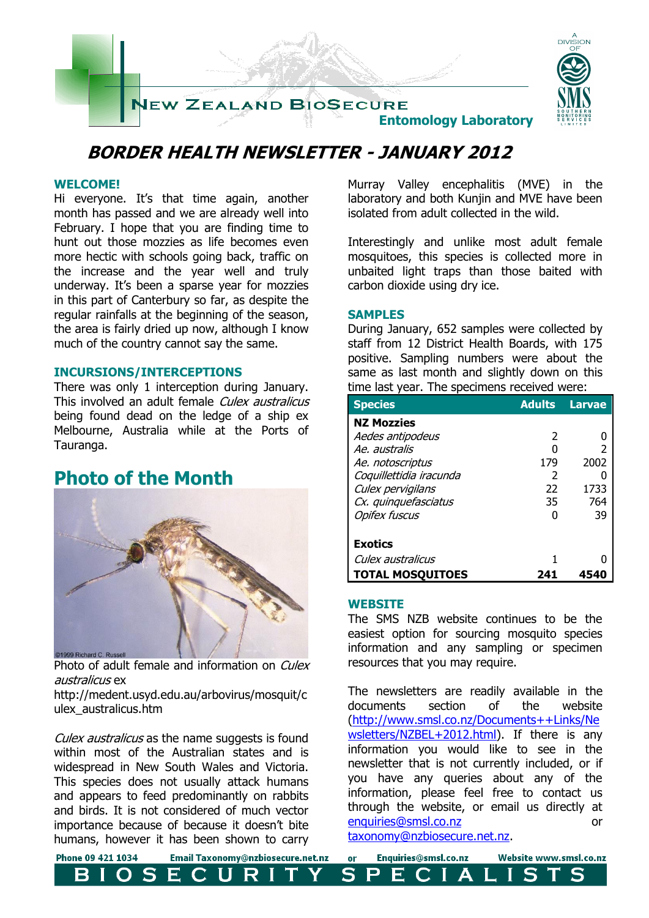NEW ZEALAND BIOSECURE

Entomology Laboratory

# BORDER HEALTH NEWSLETTER - JANUARY 2012

## WELCOME!

Hi everyone. It's that time again, another month has passed and we are already well into February. I hope that you are finding time to hunt out those mozzies as life becomes even more hectic with schools going back, traffic on the increase and the year well and truly underway. It's been a sparse year for mozzies in this part of Canterbury so far, as despite the regular rainfalls at the beginning of the season, the area is fairly dried up now, although I know much of the country cannot say the same.

## INCURSIONS/INTERCEPTIONS

There was only 1 interception during January. This involved an adult female *Culex australicus* being found dead on the ledge of a ship ex Melbourne, Australia while at the Ports of Tauranga.

## Photo of the Month

Photo of adult female and information on *Culex australicus* ex http://medent.usyd.edu.au/arbovirus/mosquit/culex_australicus.htm

*Culex australicus* as the name suggests is found within most of the Australian states and is widespread in New South Wales and Victoria. This species does not usually attack humans and appears to feed predominantly on rabbits and birds. It is not considered of much vector importance because of because it doesn't bite humans, however it has been shown to carry Murray Valley encephalitis (MVE) in the laboratory and both Kunjin and MVE have been isolated from adult collected in the wild.

Interestingly and unlike most adult female mosquitoes, this species is collected more in unbaited light traps than those baited with carbon dioxide using dry ice.

## SAMPLES

During January, 652 samples were collected by staff from 12 District Health Boards, with 175 positive. Sampling numbers were about the same as last month and slightly down on this time last year. The specimens received were:

| Species | Adults | Larvae |
|---|---|---|
| **NZ Mozzies** | | |
| *Aedes antipodeus* | 2 | 0 |
| *Ae. australis* | 0 | 2 |
| *Ae. notoscriptus* | 179 | 2002 |
| *Coquillettidia iracunda* | 2 | 0 |
| *Culex pervigilans* | 22 | 1733 |
| *Cx. quinquefasciatus* | 35 | 764 |
| *Opifex fuscus* | 0 | 39 |
| **Exotics** | | |
| *Culex australicus* | 1 | 0 |
| **TOTAL MOSQUITOES** | **241** | **4540** |

## WEBSITE

The SMS NZB website continues to be the easiest option for sourcing mosquito species information and any sampling or specimen resources that you may require.

The newsletters are readily available in the documents section of the website (http://www.smsl.co.nz/Documents++Links/Newsletters/NZBEL+2012.html). If there is any information you would like to see in the newsletter that is not currently included, or if you have any queries about any of the information, please feel free to contact us through the website, or email us directly at enquiries@smsl.co.nz or taxonomy@nzbiosecure.net.nz.

Phone 09 421 1034 Email Taxonomy@nzbiosecure.net.nz or Enquiries@smsl.co.nz Website www.smsl.co.nz

BIOSECURITY SPECIALISTS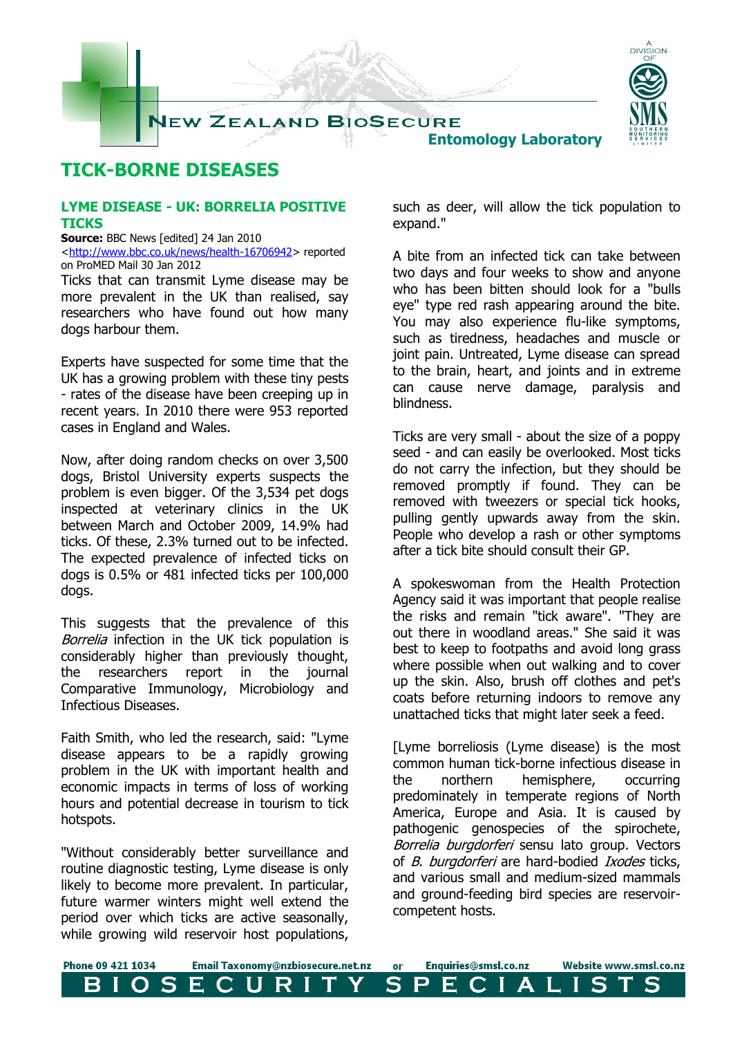## TICK-BORNE DISEASES

### LYME DISEASE - UK: BORRELIA POSITIVE TICKS

**Source:** BBC News [edited] 24 Jan 2010 <http://www.bbc.co.uk/news/health-16706942> reported on ProMED Mail 30 Jan 2012

Ticks that can transmit Lyme disease may be more prevalent in the UK than realised, say researchers who have found out how many dogs harbour them.

Experts have suspected for some time that the UK has a growing problem with these tiny pests - rates of the disease have been creeping up in recent years. In 2010 there were 953 reported cases in England and Wales.

Now, after doing random checks on over 3,500 dogs, Bristol University experts suspects the problem is even bigger. Of the 3,534 pet dogs inspected at veterinary clinics in the UK between March and October 2009, 14.9% had ticks. Of these, 2.3% turned out to be infected. The expected prevalence of infected ticks on dogs is 0.5% or 481 infected ticks per 100,000 dogs.

This suggests that the prevalence of this *Borrelia* infection in the UK tick population is considerably higher than previously thought, the researchers report in the journal Comparative Immunology, Microbiology and Infectious Diseases.

Faith Smith, who led the research, said: "Lyme disease appears to be a rapidly growing problem in the UK with important health and economic impacts in terms of loss of working hours and potential decrease in tourism to tick hotspots.

"Without considerably better surveillance and routine diagnostic testing, Lyme disease is only likely to become more prevalent. In particular, future warmer winters might well extend the period over which ticks are active seasonally, while growing wild reservoir host populations, such as deer, will allow the tick population to expand."

A bite from an infected tick can take between two days and four weeks to show and anyone who has been bitten should look for a "bulls eye" type red rash appearing around the bite. You may also experience flu-like symptoms, such as tiredness, headaches and muscle or joint pain. Untreated, Lyme disease can spread to the brain, heart, and joints and in extreme can cause nerve damage, paralysis and blindness.

Ticks are very small - about the size of a poppy seed - and can easily be overlooked. Most ticks do not carry the infection, but they should be removed promptly if found. They can be removed with tweezers or special tick hooks, pulling gently upwards away from the skin. People who develop a rash or other symptoms after a tick bite should consult their GP.

A spokeswoman from the Health Protection Agency said it was important that people realise the risks and remain "tick aware". "They are out there in woodland areas." She said it was best to keep to footpaths and avoid long grass where possible when out walking and to cover up the skin. Also, brush off clothes and pet's coats before returning indoors to remove any unattached ticks that might later seek a feed.

[Lyme borreliosis (Lyme disease) is the most common human tick-borne infectious disease in the northern hemisphere, occurring predominately in temperate regions of North America, Europe and Asia. It is caused by pathogenic genospecies of the spirochete, *Borrelia burgdorferi* sensu lato group. Vectors of *B. burgdorferi* are hard-bodied *Ixodes* ticks, and various small and medium-sized mammals and ground-feeding bird species are reservoir-competent hosts.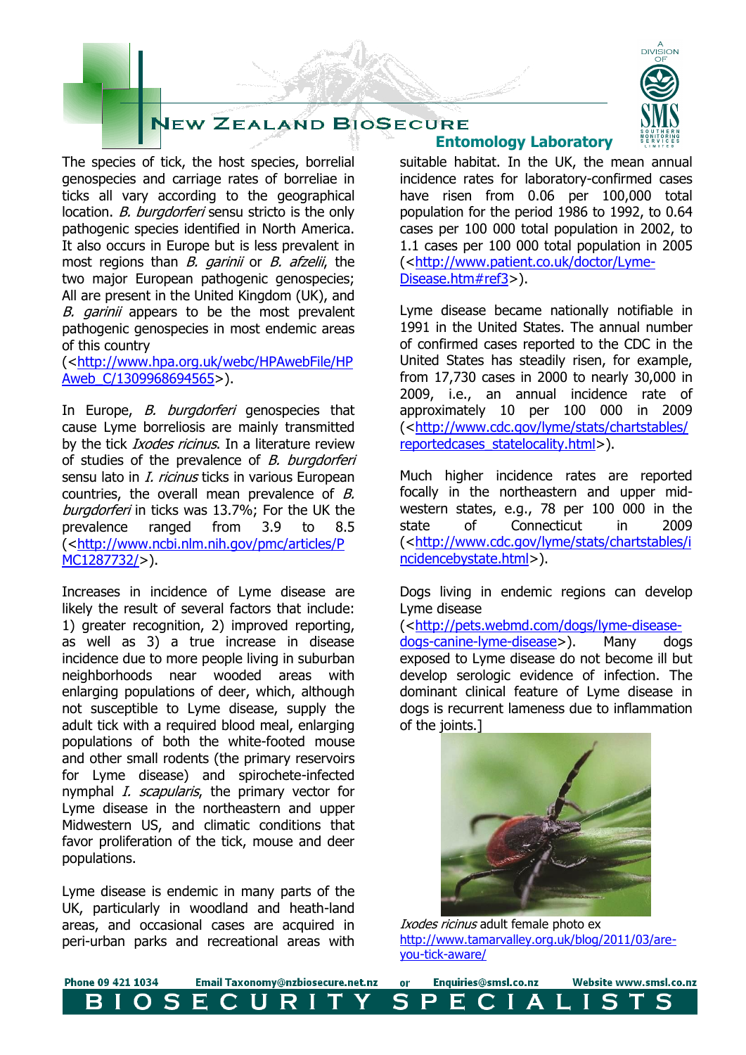The species of tick, the host species, borrelial genospecies and carriage rates of borreliae in ticks all vary according to the geographical location. *B. burgdorferi* sensu stricto is the only pathogenic species identified in North America. It also occurs in Europe but is less prevalent in most regions than *B. garinii* or *B. afzelii*, the two major European pathogenic genospecies; All are present in the United Kingdom (UK), and *B. garinii* appears to be the most prevalent pathogenic genospecies in most endemic areas of this country (<http://www.hpa.org.uk/webc/HPAwebFile/HPAweb_C/1309968694565>).

In Europe, *B. burgdorferi* genospecies that cause Lyme borreliosis are mainly transmitted by the tick *Ixodes ricinus*. In a literature review of studies of the prevalence of *B. burgdorferi* sensu lato in *I. ricinus* ticks in various European countries, the overall mean prevalence of *B. burgdorferi* in ticks was 13.7%; For the UK the prevalence ranged from 3.9 to 8.5 (<http://www.ncbi.nlm.nih.gov/pmc/articles/PMC1287732/>).

Increases in incidence of Lyme disease are likely the result of several factors that include: 1) greater recognition, 2) improved reporting, as well as 3) a true increase in disease incidence due to more people living in suburban neighborhoods near wooded areas with enlarging populations of deer, which, although not susceptible to Lyme disease, supply the adult tick with a required blood meal, enlarging populations of both the white-footed mouse and other small rodents (the primary reservoirs for Lyme disease) and spirochete-infected nymphal *I. scapularis*, the primary vector for Lyme disease in the northeastern and upper Midwestern US, and climatic conditions that favor proliferation of the tick, mouse and deer populations.

Lyme disease is endemic in many parts of the UK, particularly in woodland and heath-land areas, and occasional cases are acquired in peri-urban parks and recreational areas with suitable habitat. In the UK, the mean annual incidence rates for laboratory-confirmed cases have risen from 0.06 per 100,000 total population for the period 1986 to 1992, to 0.64 cases per 100 000 total population in 2002, to 1.1 cases per 100 000 total population in 2005 (<http://www.patient.co.uk/doctor/Lyme-Disease.htm#ref3>).

Lyme disease became nationally notifiable in 1991 in the United States. The annual number of confirmed cases reported to the CDC in the United States has steadily risen, for example, from 17,730 cases in 2000 to nearly 30,000 in 2009, i.e., an annual incidence rate of approximately 10 per 100 000 in 2009 (<http://www.cdc.gov/lyme/stats/chartstables/reportedcases_statelocality.html>).

Much higher incidence rates are reported focally in the northeastern and upper mid-western states, e.g., 78 per 100 000 in the state of Connecticut in 2009 (<http://www.cdc.gov/lyme/stats/chartstables/incidencebystate.html>).

Dogs living in endemic regions can develop Lyme disease (<http://pets.webmd.com/dogs/lyme-disease-dogs-canine-lyme-disease>). Many dogs exposed to Lyme disease do not become ill but develop serologic evidence of infection. The dominant clinical feature of Lyme disease in dogs is recurrent lameness due to inflammation of the joints.]

*Ixodes ricinus* adult female photo ex http://www.tamarvalley.org.uk/blog/2011/03/are-you-tick-aware/